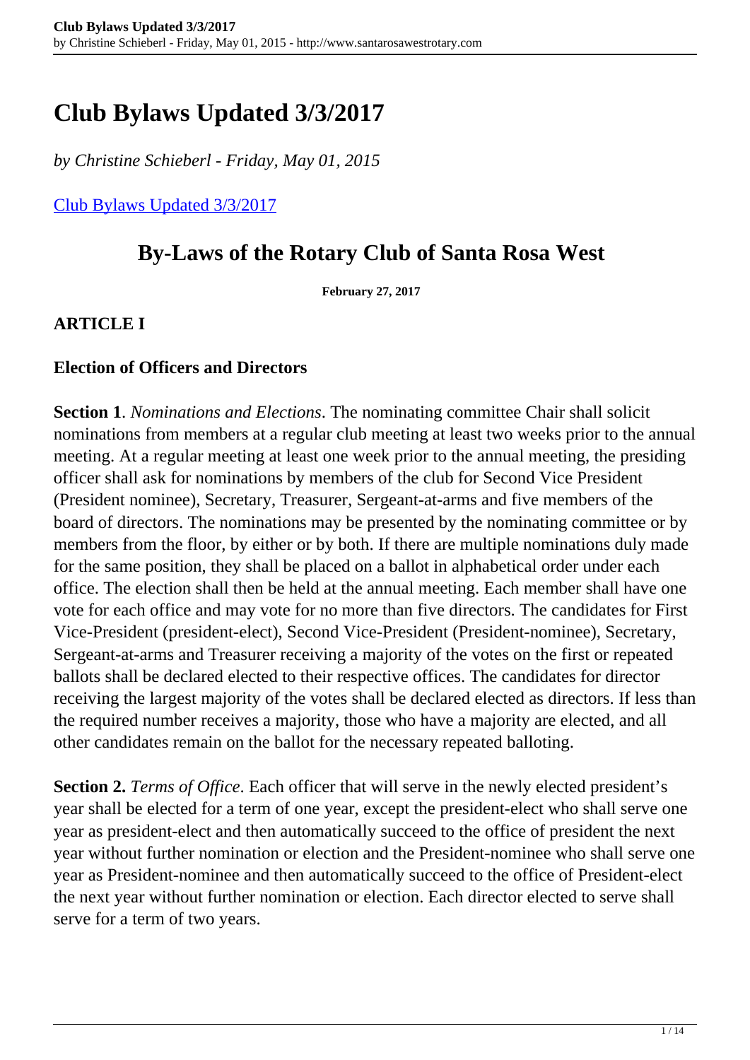# Club Bylaws Updated 3/3/2017

*by Christine Schieberl - Friday, May 01, 2015*

[Club Bylaws Updated 3/3/2017](Club Bylaws Updated 3/3/2017)

## By-Laws of the Rotary Club of Santa Rosa West

**February 27, 2017**

### ARTICLE I

### Election of Officers and Directors

**Section 1**. *Nominations and Elections*. The nominating committee Chair shall solicit nominations from members at a regular club meeting at least two weeks prior to the annual meeting. At a regular meeting at least one week prior to the annual meeting, the presiding officer shall ask for nominations by members of the club for Second Vice President (President nominee), Secretary, Treasurer, Sergeant-at-arms and five members of the board of directors. The nominations may be presented by the nominating committee or by members from the floor, by either or by both. If there are multiple nominations duly made for the same position, they shall be placed on a ballot in alphabetical order under each office. The election shall then be held at the annual meeting. Each member shall have one vote for each office and may vote for no more than five directors. The candidates for First Vice-President (president-elect), Second Vice-President (President-nominee), Secretary, Sergeant-at-arms and Treasurer receiving a majority of the votes on the first or repeated ballots shall be declared elected to their respective offices. The candidates for director receiving the largest majority of the votes shall be declared elected as directors. If less than the required number receives a majority, those who have a majority are elected, and all other candidates remain on the ballot for the necessary repeated balloting.

**Section 2.** *Terms of Office*. Each officer that will serve in the newly elected president's year shall be elected for a term of one year, except the president-elect who shall serve one year as president-elect and then automatically succeed to the office of president the next year without further nomination or election and the President-nominee who shall serve one year as President-nominee and then automatically succeed to the office of President-elect the next year without further nomination or election. Each director elected to serve shall serve for a term of two years.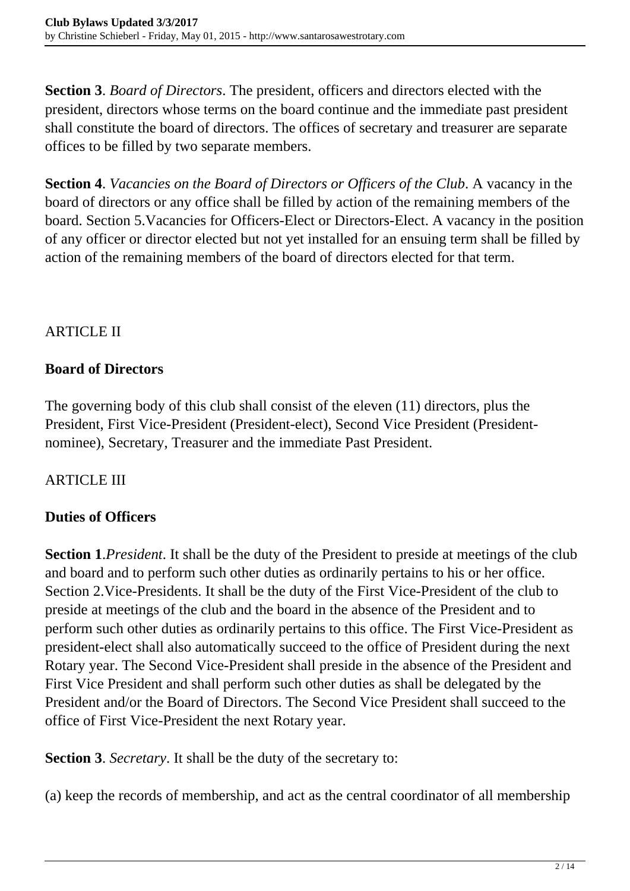**Section 3**. *Board of Directors*. The president, officers and directors elected with the president, directors whose terms on the board continue and the immediate past president shall constitute the board of directors. The offices of secretary and treasurer are separate offices to be filled by two separate members.

**Section 4**. *Vacancies on the Board of Directors or Officers of the Club*. A vacancy in the board of directors or any office shall be filled by action of the remaining members of the board. Section 5.Vacancies for Officers-Elect or Directors-Elect. A vacancy in the position of any officer or director elected but not yet installed for an ensuing term shall be filled by action of the remaining members of the board of directors elected for that term.

ARTICLE II

**Board of Directors**

The governing body of this club shall consist of the eleven (11) directors, plus the President, First Vice-President (President-elect), Second Vice President (President-nominee), Secretary, Treasurer and the immediate Past President.

ARTICLE III

**Duties of Officers**

**Section 1**.*President*. It shall be the duty of the President to preside at meetings of the club and board and to perform such other duties as ordinarily pertains to his or her office. Section 2.Vice-Presidents. It shall be the duty of the First Vice-President of the club to preside at meetings of the club and the board in the absence of the President and to perform such other duties as ordinarily pertains to this office. The First Vice-President as president-elect shall also automatically succeed to the office of President during the next Rotary year. The Second Vice-President shall preside in the absence of the President and First Vice President and shall perform such other duties as shall be delegated by the President and/or the Board of Directors. The Second Vice President shall succeed to the office of First Vice-President the next Rotary year.

**Section 3**. *Secretary*. It shall be the duty of the secretary to:

(a) keep the records of membership, and act as the central coordinator of all membership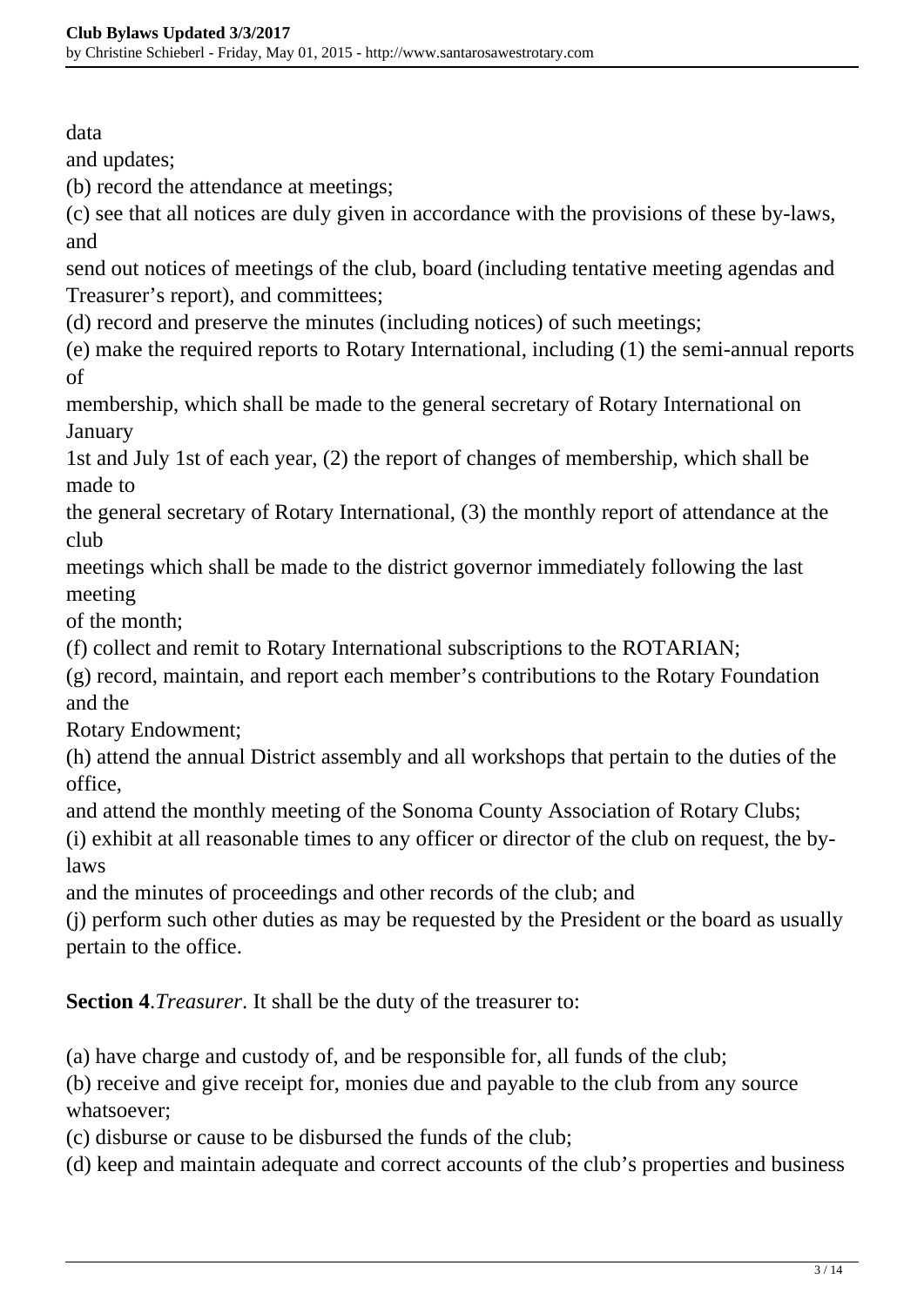data
and updates;
(b) record the attendance at meetings;
(c) see that all notices are duly given in accordance with the provisions of these by-laws, and
send out notices of meetings of the club, board (including tentative meeting agendas and Treasurer's report), and committees;
(d) record and preserve the minutes (including notices) of such meetings;
(e) make the required reports to Rotary International, including (1) the semi-annual reports of
membership, which shall be made to the general secretary of Rotary International on January
1st and July 1st of each year, (2) the report of changes of membership, which shall be made to
the general secretary of Rotary International, (3) the monthly report of attendance at the club
meetings which shall be made to the district governor immediately following the last meeting
of the month;
(f) collect and remit to Rotary International subscriptions to the ROTARIAN;
(g) record, maintain, and report each member's contributions to the Rotary Foundation and the
Rotary Endowment;
(h) attend the annual District assembly and all workshops that pertain to the duties of the office,
and attend the monthly meeting of the Sonoma County Association of Rotary Clubs;
(i) exhibit at all reasonable times to any officer or director of the club on request, the by-laws
and the minutes of proceedings and other records of the club; and
(j) perform such other duties as may be requested by the President or the board as usually pertain to the office.

**Section 4**.*Treasurer*. It shall be the duty of the treasurer to:

(a) have charge and custody of, and be responsible for, all funds of the club;
(b) receive and give receipt for, monies due and payable to the club from any source whatsoever;
(c) disburse or cause to be disbursed the funds of the club;
(d) keep and maintain adequate and correct accounts of the club's properties and business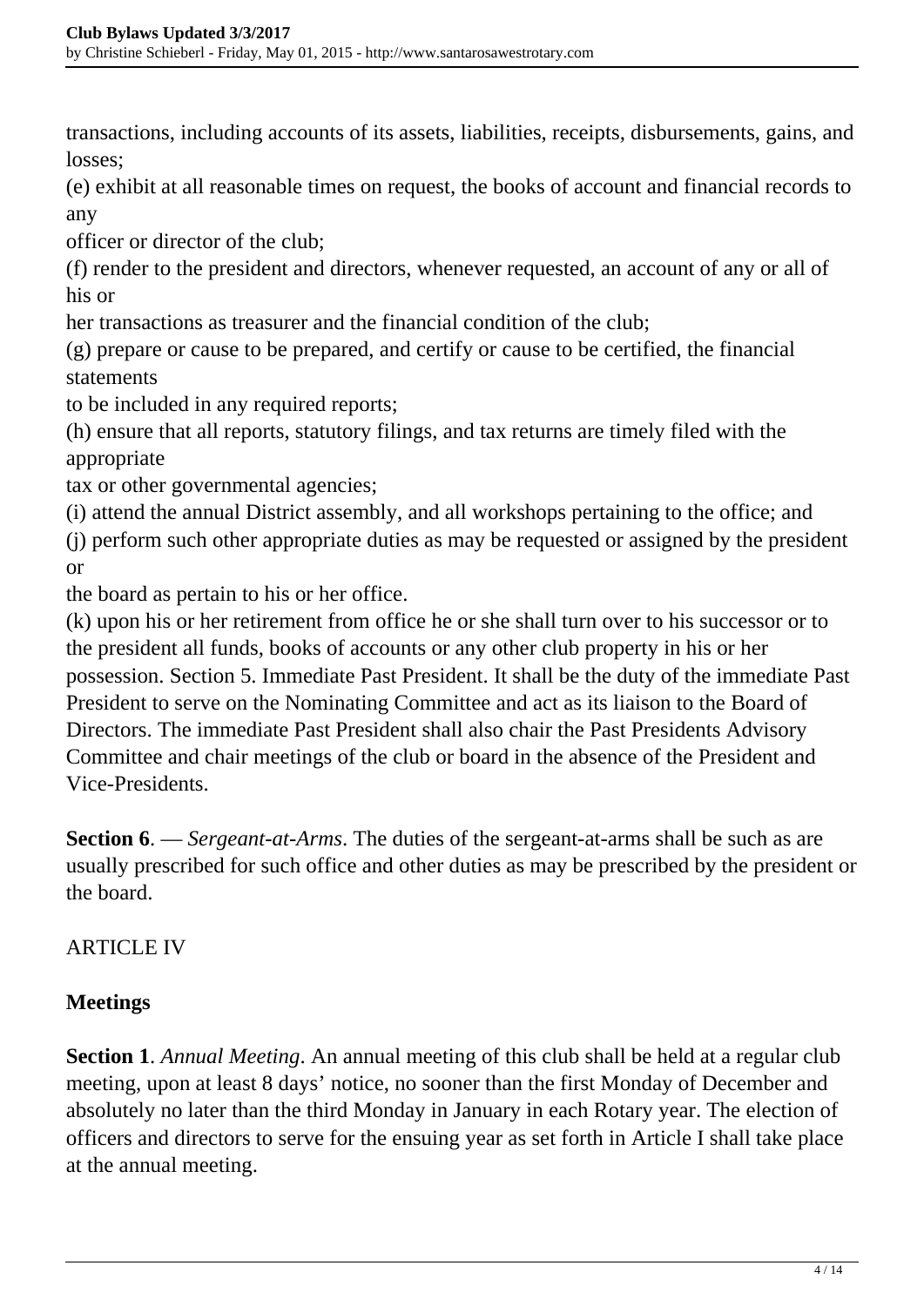transactions, including accounts of its assets, liabilities, receipts, disbursements, gains, and losses;

(e) exhibit at all reasonable times on request, the books of account and financial records to any officer or director of the club;

(f) render to the president and directors, whenever requested, an account of any or all of his or her transactions as treasurer and the financial condition of the club;

(g) prepare or cause to be prepared, and certify or cause to be certified, the financial statements to be included in any required reports;

(h) ensure that all reports, statutory filings, and tax returns are timely filed with the appropriate tax or other governmental agencies;

(i) attend the annual District assembly, and all workshops pertaining to the office; and

(j) perform such other appropriate duties as may be requested or assigned by the president or the board as pertain to his or her office.

(k) upon his or her retirement from office he or she shall turn over to his successor or to the president all funds, books of accounts or any other club property in his or her possession. Section 5. Immediate Past President. It shall be the duty of the immediate Past President to serve on the Nominating Committee and act as its liaison to the Board of Directors. The immediate Past President shall also chair the Past Presidents Advisory Committee and chair meetings of the club or board in the absence of the President and Vice-Presidents.

**Section 6**. — *Sergeant-at-Arms*. The duties of the sergeant-at-arms shall be such as are usually prescribed for such office and other duties as may be prescribed by the president or the board.

ARTICLE IV

**Meetings**

**Section 1**. *Annual Meeting*. An annual meeting of this club shall be held at a regular club meeting, upon at least 8 days' notice, no sooner than the first Monday of December and absolutely no later than the third Monday in January in each Rotary year. The election of officers and directors to serve for the ensuing year as set forth in Article I shall take place at the annual meeting.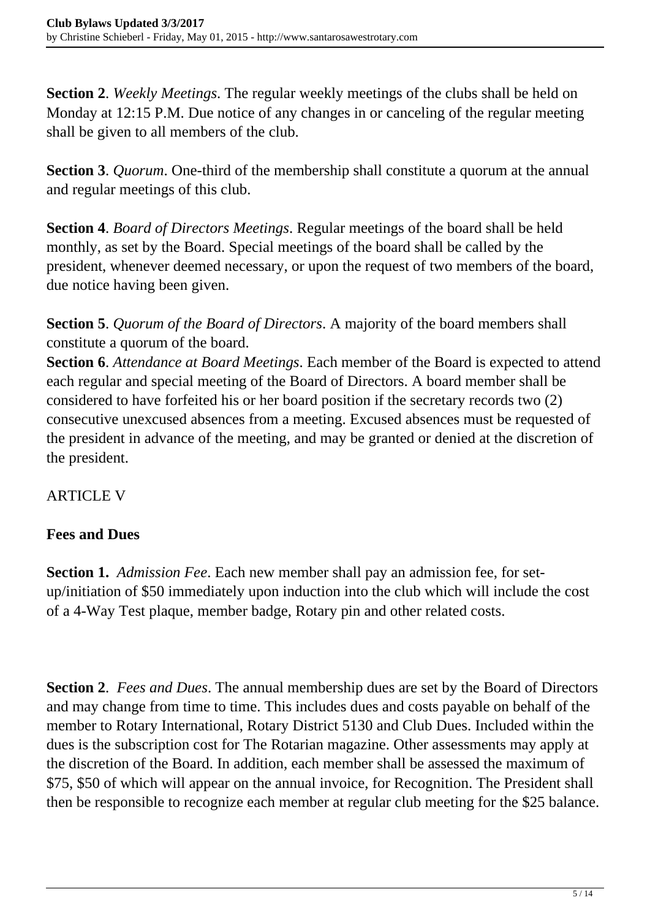**Section 2**. *Weekly Meetings*. The regular weekly meetings of the clubs shall be held on Monday at 12:15 P.M. Due notice of any changes in or canceling of the regular meeting shall be given to all members of the club.

**Section 3**. *Quorum*. One-third of the membership shall constitute a quorum at the annual and regular meetings of this club.

**Section 4**. *Board of Directors Meetings*. Regular meetings of the board shall be held monthly, as set by the Board. Special meetings of the board shall be called by the president, whenever deemed necessary, or upon the request of two members of the board, due notice having been given.

**Section 5**. *Quorum of the Board of Directors*. A majority of the board members shall constitute a quorum of the board.

**Section 6**. *Attendance at Board Meetings*. Each member of the Board is expected to attend each regular and special meeting of the Board of Directors. A board member shall be considered to have forfeited his or her board position if the secretary records two (2) consecutive unexcused absences from a meeting. Excused absences must be requested of the president in advance of the meeting, and may be granted or denied at the discretion of the president.

ARTICLE V

**Fees and Dues**

**Section 1.** *Admission Fee*. Each new member shall pay an admission fee, for set-up/initiation of $50 immediately upon induction into the club which will include the cost of a 4-Way Test plaque, member badge, Rotary pin and other related costs.

**Section 2**. *Fees and Dues*. The annual membership dues are set by the Board of Directors and may change from time to time. This includes dues and costs payable on behalf of the member to Rotary International, Rotary District 5130 and Club Dues. Included within the dues is the subscription cost for The Rotarian magazine. Other assessments may apply at the discretion of the Board. In addition, each member shall be assessed the maximum of $75, $50 of which will appear on the annual invoice, for Recognition. The President shall then be responsible to recognize each member at regular club meeting for the $25 balance.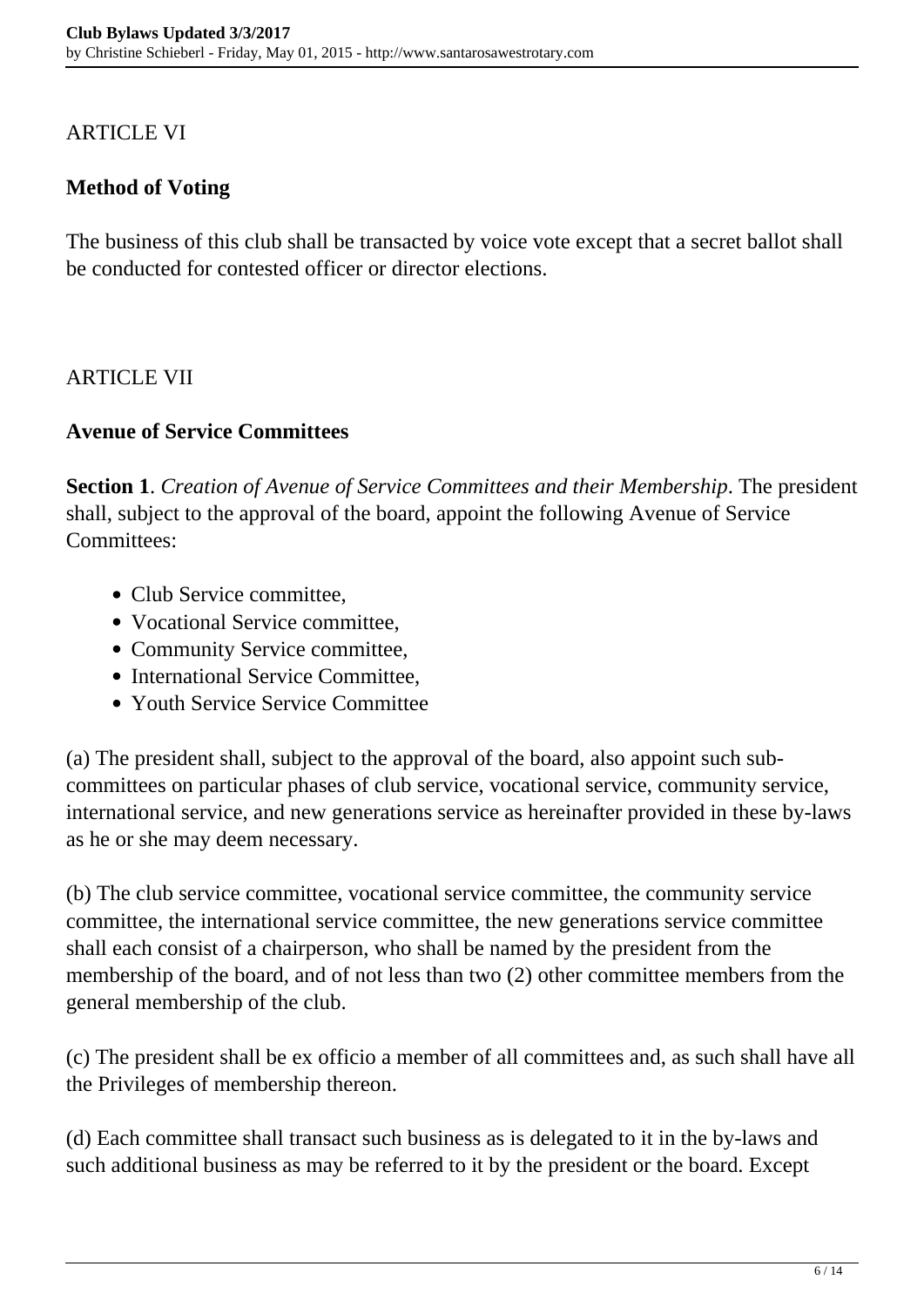ARTICLE VI

**Method of Voting**

The business of this club shall be transacted by voice vote except that a secret ballot shall be conducted for contested officer or director elections.

ARTICLE VII

**Avenue of Service Committees**

**Section 1**. *Creation of Avenue of Service Committees and their Membership*. The president shall, subject to the approval of the board, appoint the following Avenue of Service Committees:

- Club Service committee,
- Vocational Service committee,
- Community Service committee,
- International Service Committee,
- Youth Service Service Committee

(a) The president shall, subject to the approval of the board, also appoint such sub-committees on particular phases of club service, vocational service, community service, international service, and new generations service as hereinafter provided in these by-laws as he or she may deem necessary.

(b) The club service committee, vocational service committee, the community service committee, the international service committee, the new generations service committee shall each consist of a chairperson, who shall be named by the president from the membership of the board, and of not less than two (2) other committee members from the general membership of the club.

(c) The president shall be ex officio a member of all committees and, as such shall have all the Privileges of membership thereon.

(d) Each committee shall transact such business as is delegated to it in the by-laws and such additional business as may be referred to it by the president or the board. Except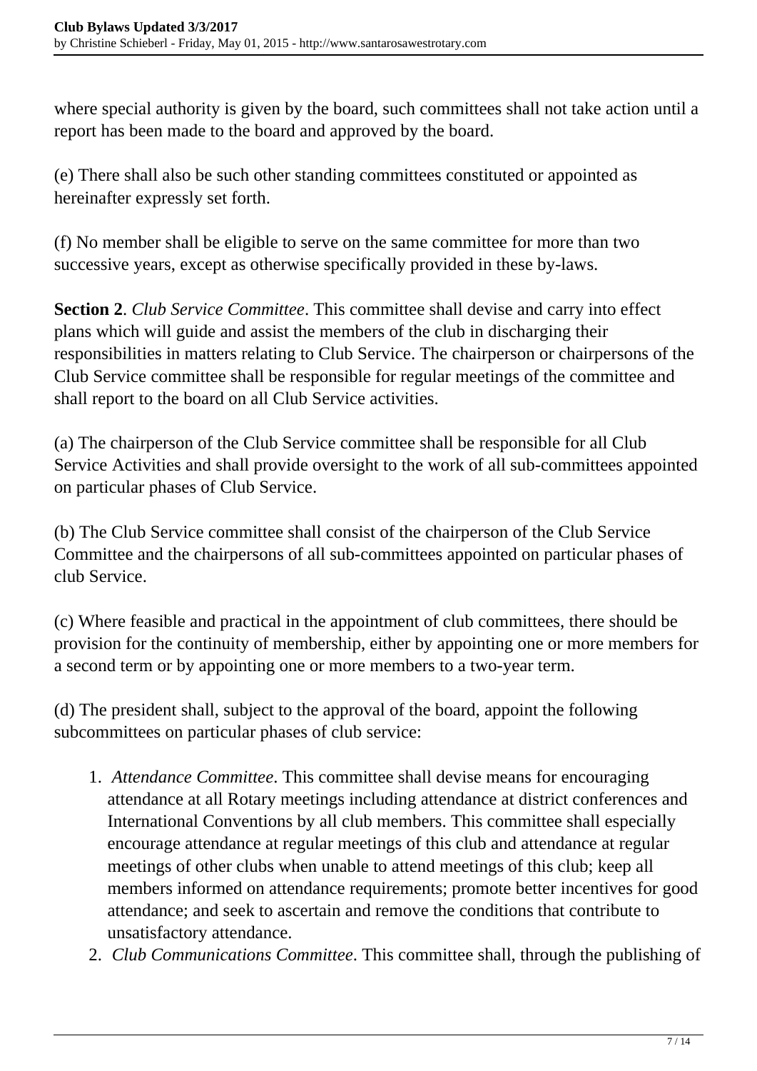where special authority is given by the board, such committees shall not take action until a report has been made to the board and approved by the board.

(e) There shall also be such other standing committees constituted or appointed as hereinafter expressly set forth.

(f) No member shall be eligible to serve on the same committee for more than two successive years, except as otherwise specifically provided in these by-laws.

**Section 2**. *Club Service Committee*. This committee shall devise and carry into effect plans which will guide and assist the members of the club in discharging their responsibilities in matters relating to Club Service. The chairperson or chairpersons of the Club Service committee shall be responsible for regular meetings of the committee and shall report to the board on all Club Service activities.

(a) The chairperson of the Club Service committee shall be responsible for all Club Service Activities and shall provide oversight to the work of all sub-committees appointed on particular phases of Club Service.

(b) The Club Service committee shall consist of the chairperson of the Club Service Committee and the chairpersons of all sub-committees appointed on particular phases of club Service.

(c) Where feasible and practical in the appointment of club committees, there should be provision for the continuity of membership, either by appointing one or more members for a second term or by appointing one or more members to a two-year term.

(d) The president shall, subject to the approval of the board, appoint the following subcommittees on particular phases of club service:

1. *Attendance Committee*. This committee shall devise means for encouraging attendance at all Rotary meetings including attendance at district conferences and International Conventions by all club members. This committee shall especially encourage attendance at regular meetings of this club and attendance at regular meetings of other clubs when unable to attend meetings of this club; keep all members informed on attendance requirements; promote better incentives for good attendance; and seek to ascertain and remove the conditions that contribute to unsatisfactory attendance.
2. *Club Communications Committee*. This committee shall, through the publishing of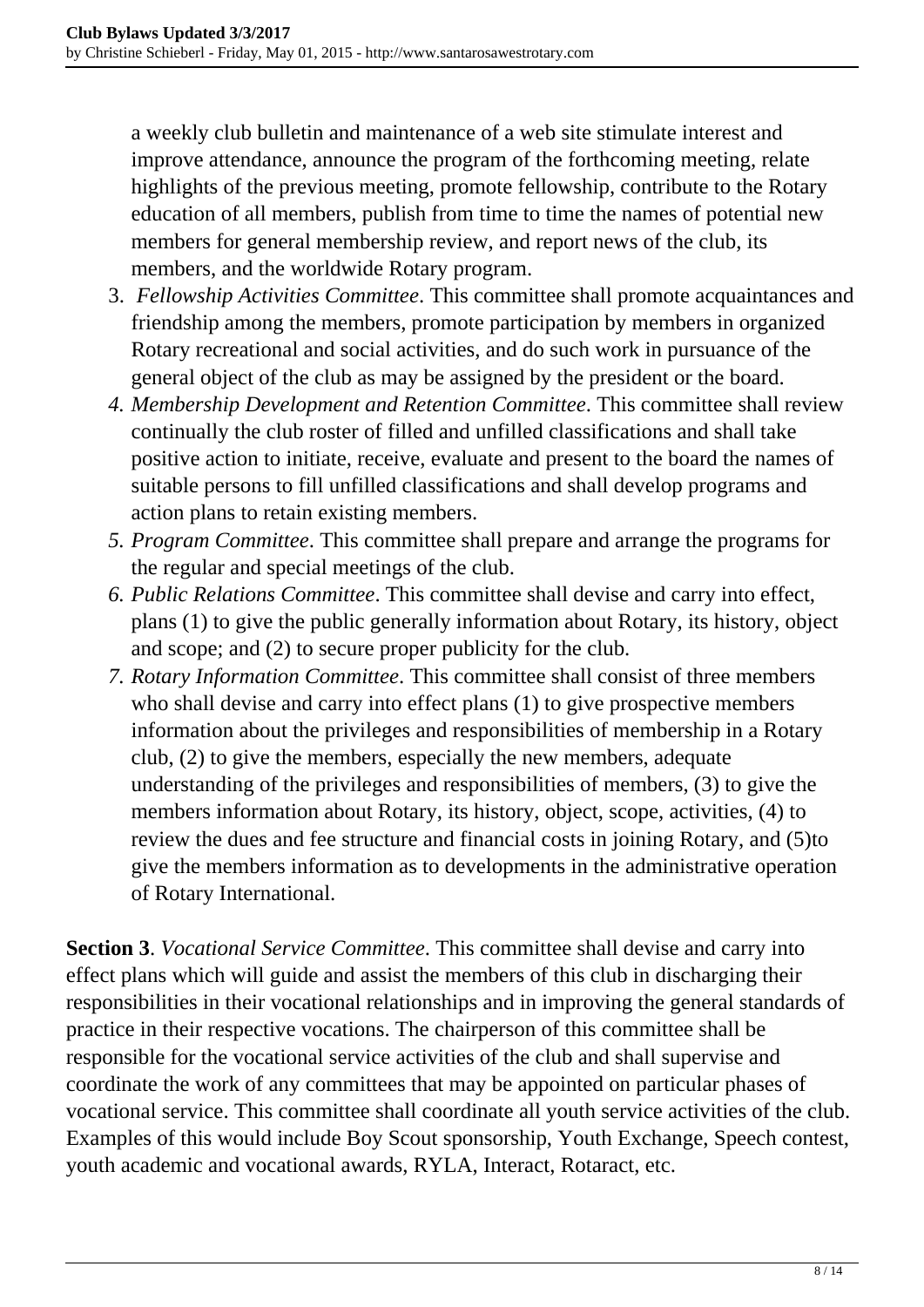a weekly club bulletin and maintenance of a web site stimulate interest and improve attendance, announce the program of the forthcoming meeting, relate highlights of the previous meeting, promote fellowship, contribute to the Rotary education of all members, publish from time to time the names of potential new members for general membership review, and report news of the club, its members, and the worldwide Rotary program.

3. *Fellowship Activities Committee*. This committee shall promote acquaintances and friendship among the members, promote participation by members in organized Rotary recreational and social activities, and do such work in pursuance of the general object of the club as may be assigned by the president or the board.
4. *Membership Development and Retention Committee*. This committee shall review continually the club roster of filled and unfilled classifications and shall take positive action to initiate, receive, evaluate and present to the board the names of suitable persons to fill unfilled classifications and shall develop programs and action plans to retain existing members.
5. *Program Committee*. This committee shall prepare and arrange the programs for the regular and special meetings of the club.
6. *Public Relations Committee*. This committee shall devise and carry into effect, plans (1) to give the public generally information about Rotary, its history, object and scope; and (2) to secure proper publicity for the club.
7. *Rotary Information Committee*. This committee shall consist of three members who shall devise and carry into effect plans (1) to give prospective members information about the privileges and responsibilities of membership in a Rotary club, (2) to give the members, especially the new members, adequate understanding of the privileges and responsibilities of members, (3) to give the members information about Rotary, its history, object, scope, activities, (4) to review the dues and fee structure and financial costs in joining Rotary, and (5)to give the members information as to developments in the administrative operation of Rotary International.

**Section 3**. *Vocational Service Committee*. This committee shall devise and carry into effect plans which will guide and assist the members of this club in discharging their responsibilities in their vocational relationships and in improving the general standards of practice in their respective vocations. The chairperson of this committee shall be responsible for the vocational service activities of the club and shall supervise and coordinate the work of any committees that may be appointed on particular phases of vocational service. This committee shall coordinate all youth service activities of the club. Examples of this would include Boy Scout sponsorship, Youth Exchange, Speech contest, youth academic and vocational awards, RYLA, Interact, Rotaract, etc.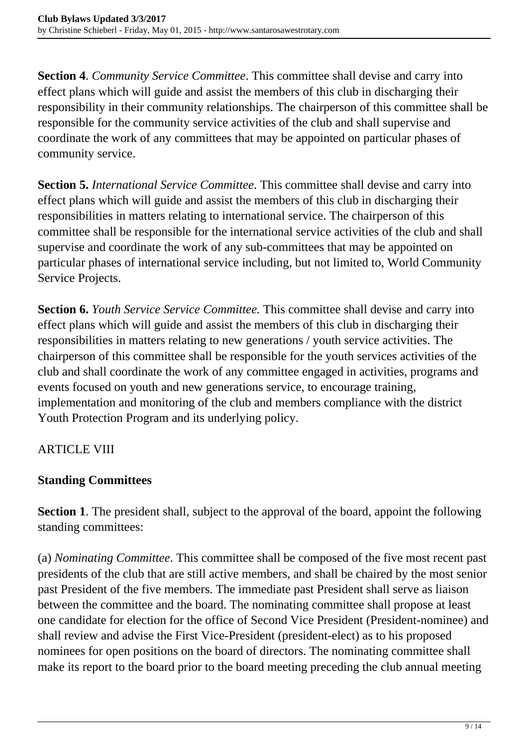**Section 4**. *Community Service Committee*. This committee shall devise and carry into effect plans which will guide and assist the members of this club in discharging their responsibility in their community relationships. The chairperson of this committee shall be responsible for the community service activities of the club and shall supervise and coordinate the work of any committees that may be appointed on particular phases of community service.

**Section 5.** *International Service Committee*. This committee shall devise and carry into effect plans which will guide and assist the members of this club in discharging their responsibilities in matters relating to international service. The chairperson of this committee shall be responsible for the international service activities of the club and shall supervise and coordinate the work of any sub-committees that may be appointed on particular phases of international service including, but not limited to, World Community Service Projects.

**Section 6.** *Youth Service Service Committee.* This committee shall devise and carry into effect plans which will guide and assist the members of this club in discharging their responsibilities in matters relating to new generations / youth service activities. The chairperson of this committee shall be responsible for the youth services activities of the club and shall coordinate the work of any committee engaged in activities, programs and events focused on youth and new generations service, to encourage training, implementation and monitoring of the club and members compliance with the district Youth Protection Program and its underlying policy.

ARTICLE VIII

**Standing Committees**

**Section 1**. The president shall, subject to the approval of the board, appoint the following standing committees:

(a) *Nominating Committee*. This committee shall be composed of the five most recent past presidents of the club that are still active members, and shall be chaired by the most senior past President of the five members. The immediate past President shall serve as liaison between the committee and the board. The nominating committee shall propose at least one candidate for election for the office of Second Vice President (President-nominee) and shall review and advise the First Vice-President (president-elect) as to his proposed nominees for open positions on the board of directors. The nominating committee shall make its report to the board prior to the board meeting preceding the club annual meeting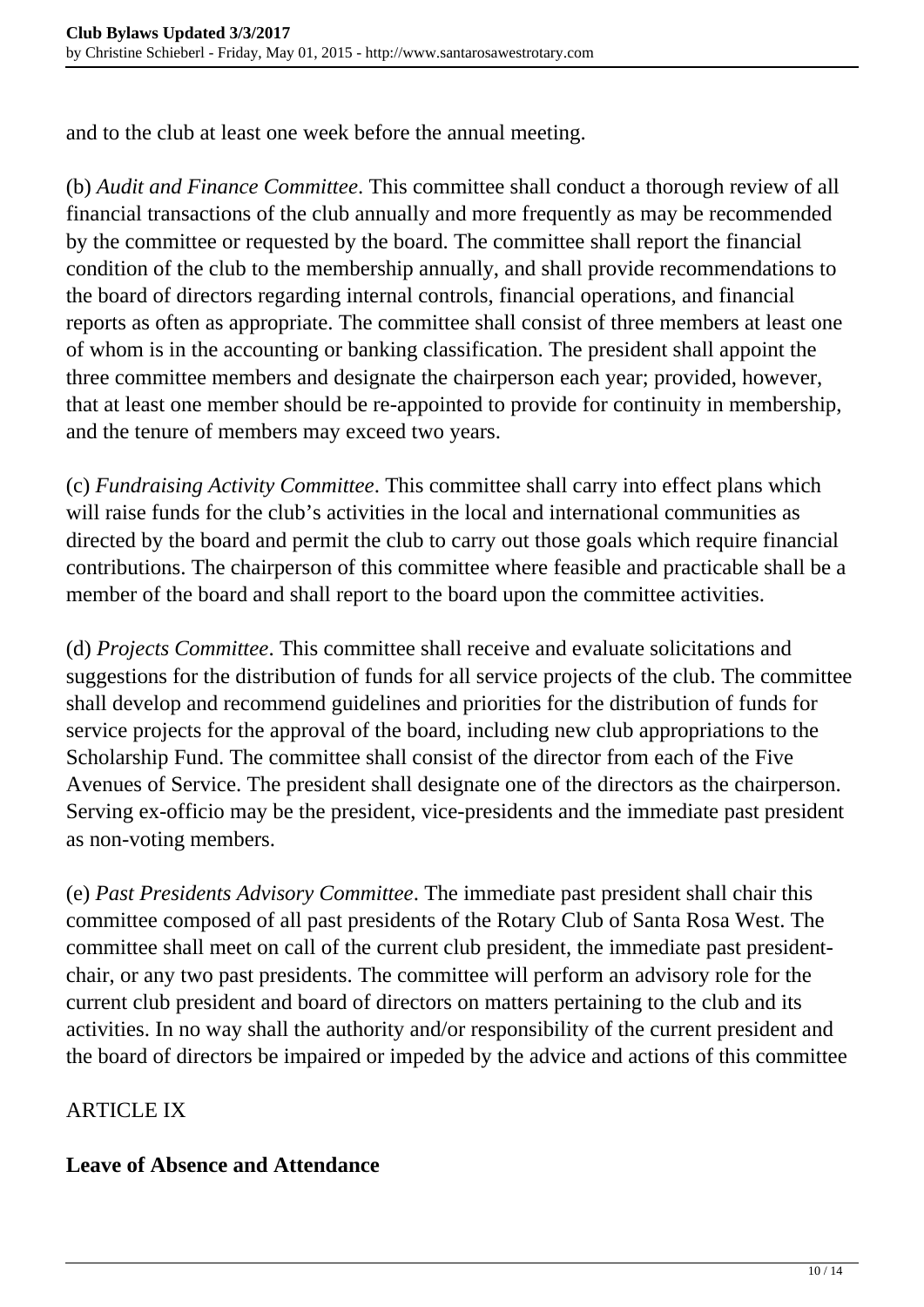and to the club at least one week before the annual meeting.

(b) *Audit and Finance Committee*. This committee shall conduct a thorough review of all financial transactions of the club annually and more frequently as may be recommended by the committee or requested by the board. The committee shall report the financial condition of the club to the membership annually, and shall provide recommendations to the board of directors regarding internal controls, financial operations, and financial reports as often as appropriate. The committee shall consist three members at least one of whom is in the accounting or banking classification. The president shall appoint the three committee members and designate the chairperson each year; provided, however, that at least one member should be re-appointed to provide for continuity in membership, and the tenure of members may exceed two years.

(c) *Fundraising Activity Committee*. This committee shall carry into effect plans which will raise funds for the club's activities in the local and international communities as directed by the board and permit the club to carry out those goals which require financial contributions. The chairperson of this committee where feasible and practicable shall be a member of the board and shall report to the board upon the committee activities.

(d) *Projects Committee*. This committee shall receive and evaluate solicitations and suggestions for the distribution of funds for all service projects of the club. The committee shall develop and recommend guidelines and priorities for the distribution of funds for service projects for the approval of the board, including new club appropriations to the Scholarship Fund. The committee shall consist of the director from each of the Five Avenues of Service. The president shall designate one of the directors as the chairperson. Serving ex-officio may be the president, vice-presidents and the immediate past president as non-voting members.

(e) *Past Presidents Advisory Committee*. The immediate past president shall chair this committee composed of all past presidents of the Rotary Club of Santa Rosa West. The committee shall meet on call of the current club president, the immediate past president-chair, or any two past presidents. The committee will perform an advisory role for the current club president and board of directors on matters pertaining to the club and its activities. In no way shall the authority and/or responsibility of the current president and the board of directors be impaired or impeded by the advice and actions of this committee

ARTICLE IX

**Leave of Absence and Attendance**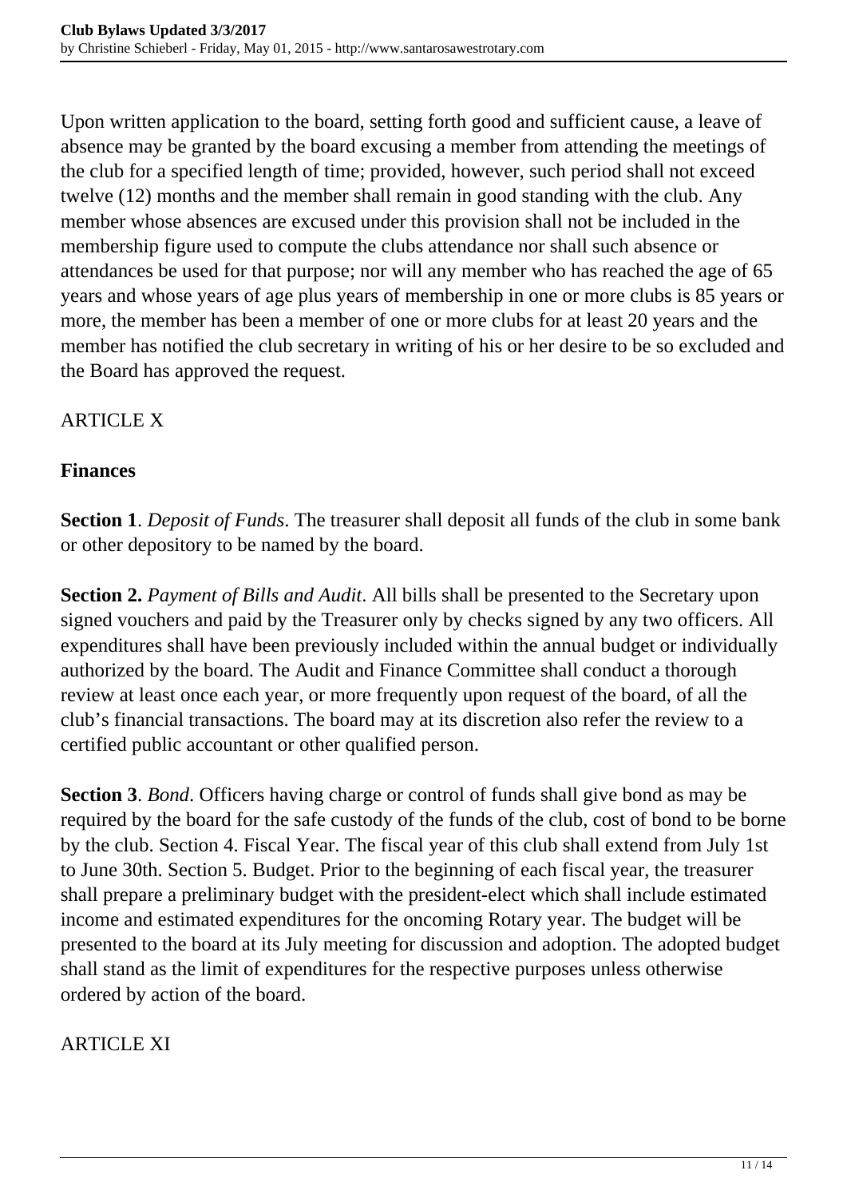Upon written application to the board, setting forth good and sufficient cause, a leave of absence may be granted by the board excusing a member from attending the meetings of the club for a specified length of time; provided, however, such period shall not exceed twelve (12) months and the member shall remain in good standing with the club. Any member whose absences are excused under this provision shall not be included in the membership figure used to compute the clubs attendance nor shall such absence or attendances be used for that purpose; nor will any member who has reached the age of 65 years and whose years of age plus years of membership in one or more clubs is 85 years or more, the member has been a member of one or more clubs for at least 20 years and the member has notified the club secretary in writing of his or her desire to be so excluded and the Board has approved the request.

ARTICLE X

**Finances**

**Section 1**. *Deposit of Funds*. The treasurer shall deposit all funds of the club in some bank or other depository to be named by the board.

**Section 2.** *Payment of Bills and Audit*. All bills shall be presented to the Secretary upon signed vouchers and paid by the Treasurer only by checks signed by any two officers. All expenditures shall have been previously included within the annual budget or individually authorized by the board. The Audit and Finance Committee shall conduct a thorough review at least once each year, or more frequently upon request of the board, of all the club's financial transactions. The board may at its discretion also refer the review to a certified public accountant or other qualified person.

**Section 3**. *Bond*. Officers having charge or control of funds shall give bond as may be required by the board for the safe custody of the funds of the club, cost of bond to be borne by the club. Section 4. Fiscal Year. The fiscal year of this club shall extend from July 1st to June 30th. Section 5. Budget. Prior to the beginning of each fiscal year, the treasurer shall prepare a preliminary budget with the president-elect which shall include estimated income and estimated expenditures for the oncoming Rotary year. The budget will be presented to the board at its July meeting for discussion and adoption. The adopted budget shall stand as the limit of expenditures for the respective purposes unless otherwise ordered by action of the board.

ARTICLE XI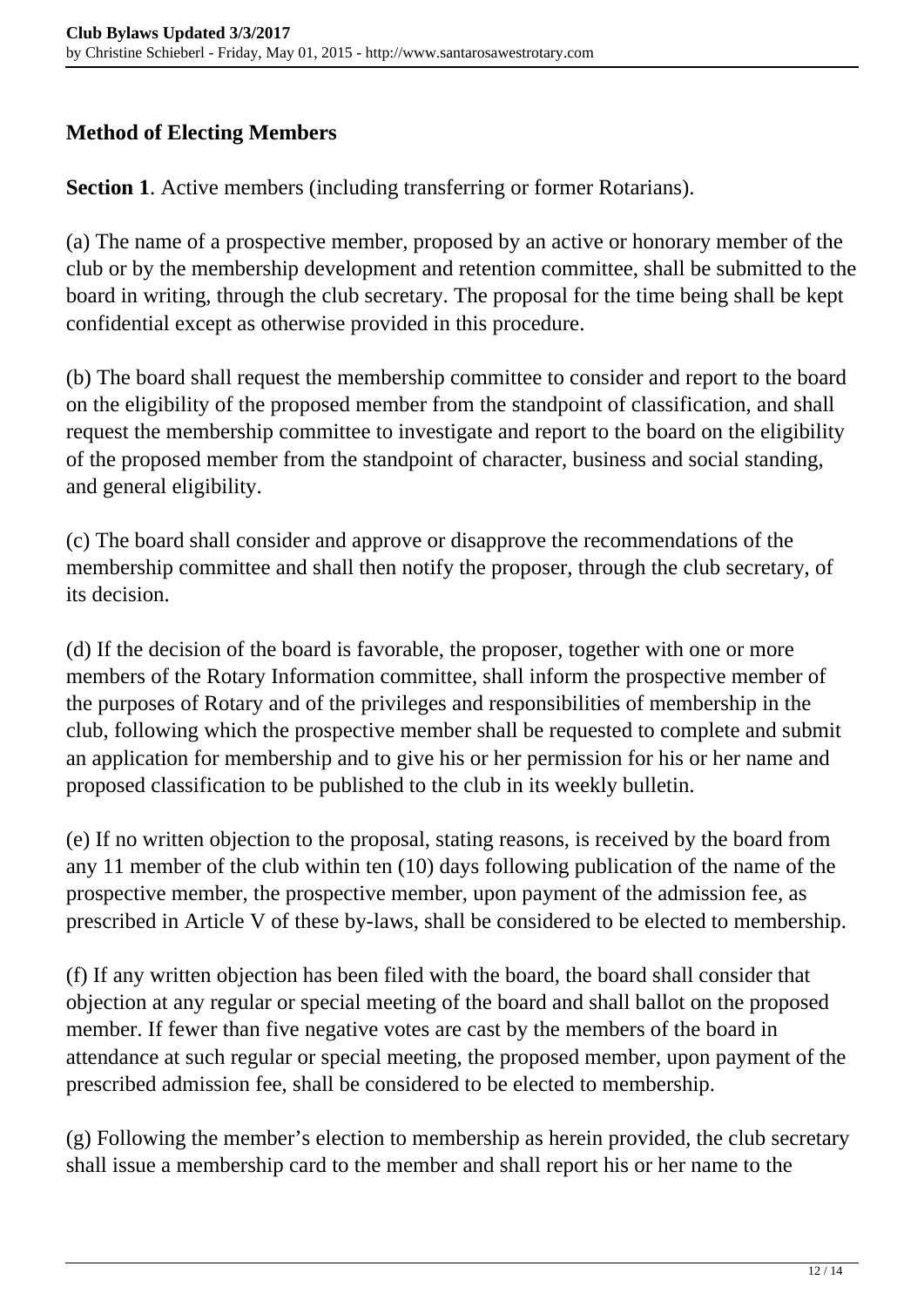## Method of Electing Members

**Section 1**. Active members (including transferring or former Rotarians).

(a) The name of a prospective member, proposed by an active or honorary member of the club or by the membership development and retention committee, shall be submitted to the board in writing, through the club secretary. The proposal for the time being shall be kept confidential except as otherwise provided in this procedure.

(b) The board shall request the membership committee to consider and report to the board on the eligibility of the proposed member from the standpoint of classification, and shall request the membership committee to investigate and report to the board on the eligibility of the proposed member from the standpoint of character, business and social standing, and general eligibility.

(c) The board shall consider and approve or disapprove the recommendations of the membership committee and shall then notify the proposer, through the club secretary, of its decision.

(d) If the decision of the board is favorable, the proposer, together with one or more members of the Rotary Information committee, shall inform the prospective member of the purposes of Rotary and of the privileges and responsibilities of membership in the club, following which the prospective member shall be requested to complete and submit an application for membership and to give his or her permission for his or her name and proposed classification to be published to the club in its weekly bulletin.

(e) If no written objection to the proposal, stating reasons, is received by the board from any 11 member of the club within ten (10) days following publication of the name of the prospective member, the prospective member, upon payment of the admission fee, as prescribed in Article V of these by-laws, shall be considered to be elected to membership.

(f) If any written objection has been filed with the board, the board shall consider that objection at any regular or special meeting of the board and shall ballot on the proposed member. If fewer than five negative votes are cast by the members of the board in attendance at such regular or special meeting, the proposed member, upon payment of the prescribed admission fee, shall be considered to be elected to membership.

(g) Following the member's election to membership as herein provided, the club secretary shall issue a membership card to the member and shall report his or her name to the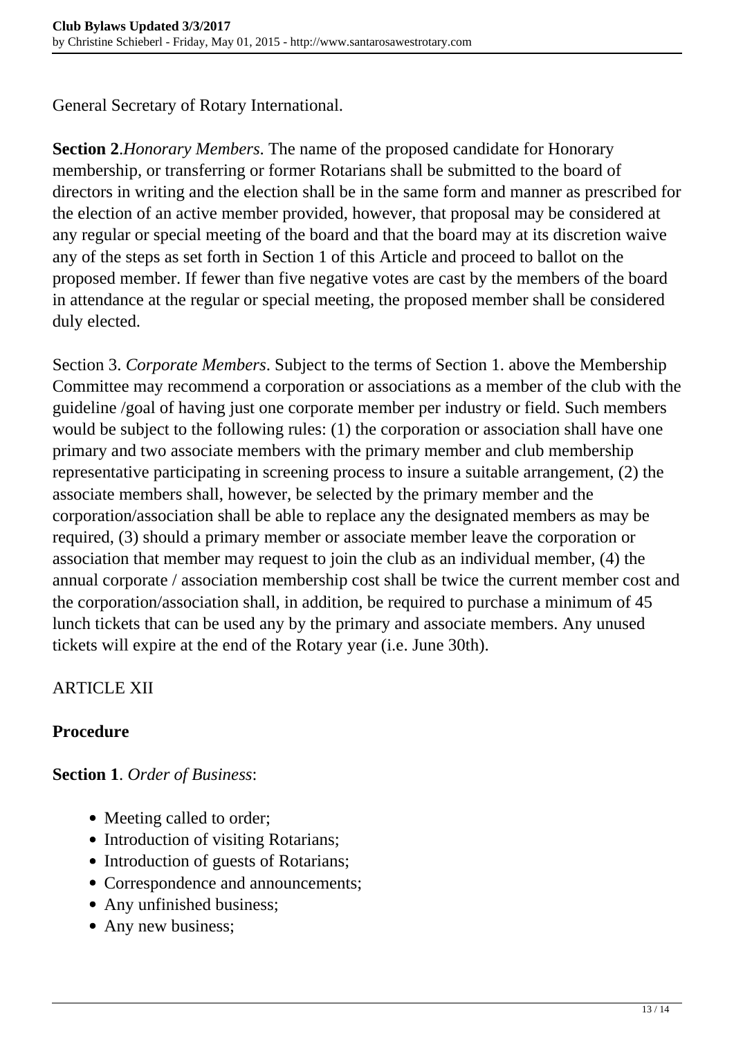General Secretary of Rotary International.

**Section 2**.*Honorary Members*. The name of the proposed candidate for Honorary membership, or transferring or former Rotarians shall be submitted to the board of directors in writing and the election shall be in the same form and manner as prescribed for the election of an active member provided, however, that proposal may be considered at any regular or special meeting of the board and that the board may at its discretion waive any of the steps as set forth in Section 1 of this Article and proceed to ballot on the proposed member. If fewer than five negative votes are cast by the members of the board in attendance at the regular or special meeting, the proposed member shall be considered duly elected.

Section 3. *Corporate Members*. Subject to the terms of Section 1. above the Membership Committee may recommend a corporation or associations as a member of the club with the guideline /goal of having just one corporate member per industry or field. Such members would be subject to the following rules: (1) the corporation or association shall have one primary and two associate members with the primary member and club membership representative participating in screening process to insure a suitable arrangement, (2) the associate members shall, however, be selected by the primary member and the corporation/association shall be able to replace any the designated members as may be required, (3) should a primary member or associate member leave the corporation or association that member may request to join the club as an individual member, (4) the annual corporate / association membership cost shall be twice the current member cost and the corporation/association shall, in addition, be required to purchase a minimum of 45 lunch tickets that can be used any by the primary and associate members. Any unused tickets will expire at the end of the Rotary year (i.e. June 30th).

ARTICLE XII

**Procedure**

**Section 1**. *Order of Business*:

- Meeting called to order;
- Introduction of visiting Rotarians;
- Introduction of guests of Rotarians;
- Correspondence and announcements;
- Any unfinished business;
- Any new business;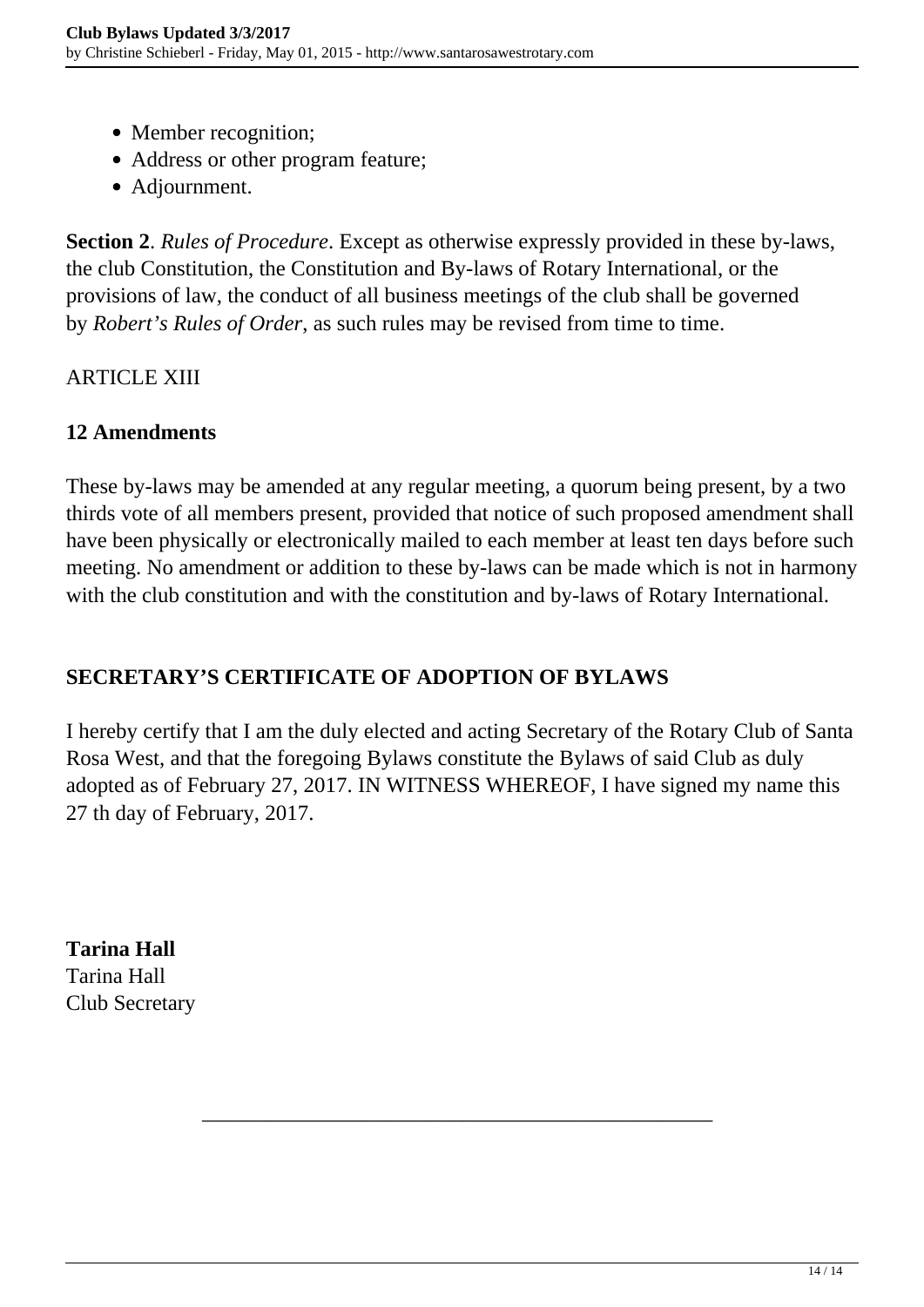- Member recognition;
- Address or other program feature;
- Adjournment.

**Section 2**. *Rules of Procedure*. Except as otherwise expressly provided in these by-laws, the club Constitution, the Constitution and By-laws of Rotary International, or the provisions of law, the conduct of all business meetings of the club shall be governed by *Robert's Rules of Order*, as such rules may be revised from time to time.

ARTICLE XIII

**12 Amendments**

These by-laws may be amended at any regular meeting, a quorum being present, by a two thirds vote of all members present, provided that notice of such proposed amendment shall have been physically or electronically mailed to each member at least ten days before such meeting. No amendment or addition to these by-laws can be made which is not in harmony with the club constitution and with the constitution and by-laws of Rotary International.

**SECRETARY'S CERTIFICATE OF ADOPTION OF BYLAWS**

I hereby certify that I am the duly elected and acting Secretary of the Rotary Club of Santa Rosa West, and that the foregoing Bylaws constitute the Bylaws of said Club as duly adopted as of February 27, 2017. IN WITNESS WHEREOF, I have signed my name this 27 th day of February, 2017.

**Tarina Hall**
Tarina Hall
Club Secretary

---